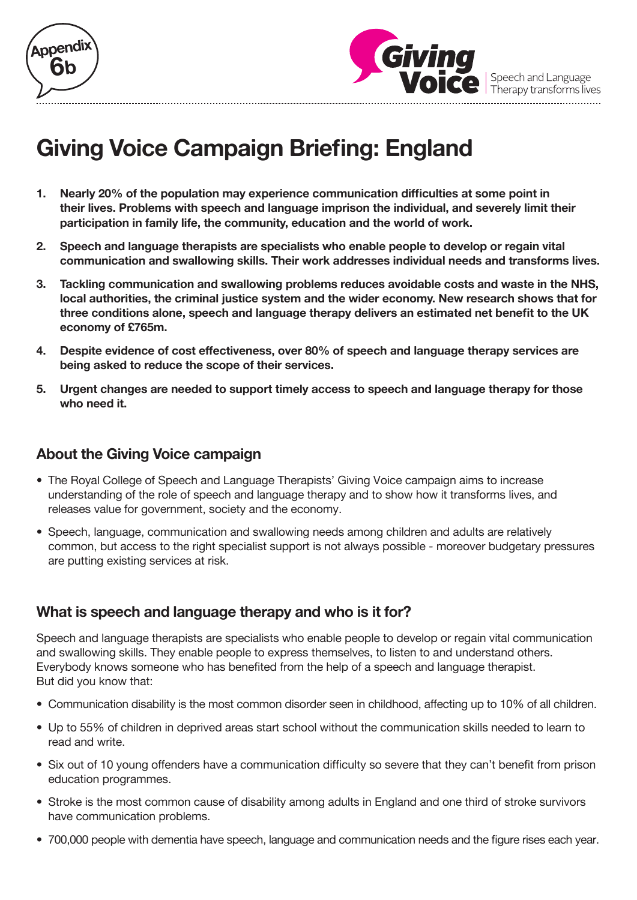Appendix 6b

Giving Voice — Speech and Language Therapy transforms lives

# Giving Voice Campaign Briefing: England

1. **Nearly 20% of the population may experience communication difficulties at some point in their lives. Problems with speech and language imprison the individual, and severely limit their participation in family life, the community, education and the world of work.**
2. **Speech and language therapists are specialists who enable people to develop or regain vital communication and swallowing skills. Their work addresses individual needs and transforms lives.**
3. **Tackling communication and swallowing problems reduces avoidable costs and waste in the NHS, local authorities, the criminal justice system and the wider economy. New research shows that for three conditions alone, speech and language therapy delivers an estimated net benefit to the UK economy of £765m.**
4. **Despite evidence of cost effectiveness, over 80% of speech and language therapy services are being asked to reduce the scope of their services.**
5. **Urgent changes are needed to support timely access to speech and language therapy for those who need it.**

## About the Giving Voice campaign

- The Royal College of Speech and Language Therapists' Giving Voice campaign aims to increase understanding of the role of speech and language therapy and to show how it transforms lives, and releases value for government, society and the economy.
- Speech, language, communication and swallowing needs among children and adults are relatively common, but access to the right specialist support is not always possible - moreover budgetary pressures are putting existing services at risk.

## What is speech and language therapy and who is it for?

Speech and language therapists are specialists who enable people to develop or regain vital communication and swallowing skills. They enable people to express themselves, to listen to and understand others. Everybody knows someone who has benefited from the help of a speech and language therapist. But did you know that:

- Communication disability is the most common disorder seen in childhood, affecting up to 10% of all children.
- Up to 55% of children in deprived areas start school without the communication skills needed to learn to read and write.
- Six out of 10 young offenders have a communication difficulty so severe that they can't benefit from prison education programmes.
- Stroke is the most common cause of disability among adults in England and one third of stroke survivors have communication problems.
- 700,000 people with dementia have speech, language and communication needs and the figure rises each year.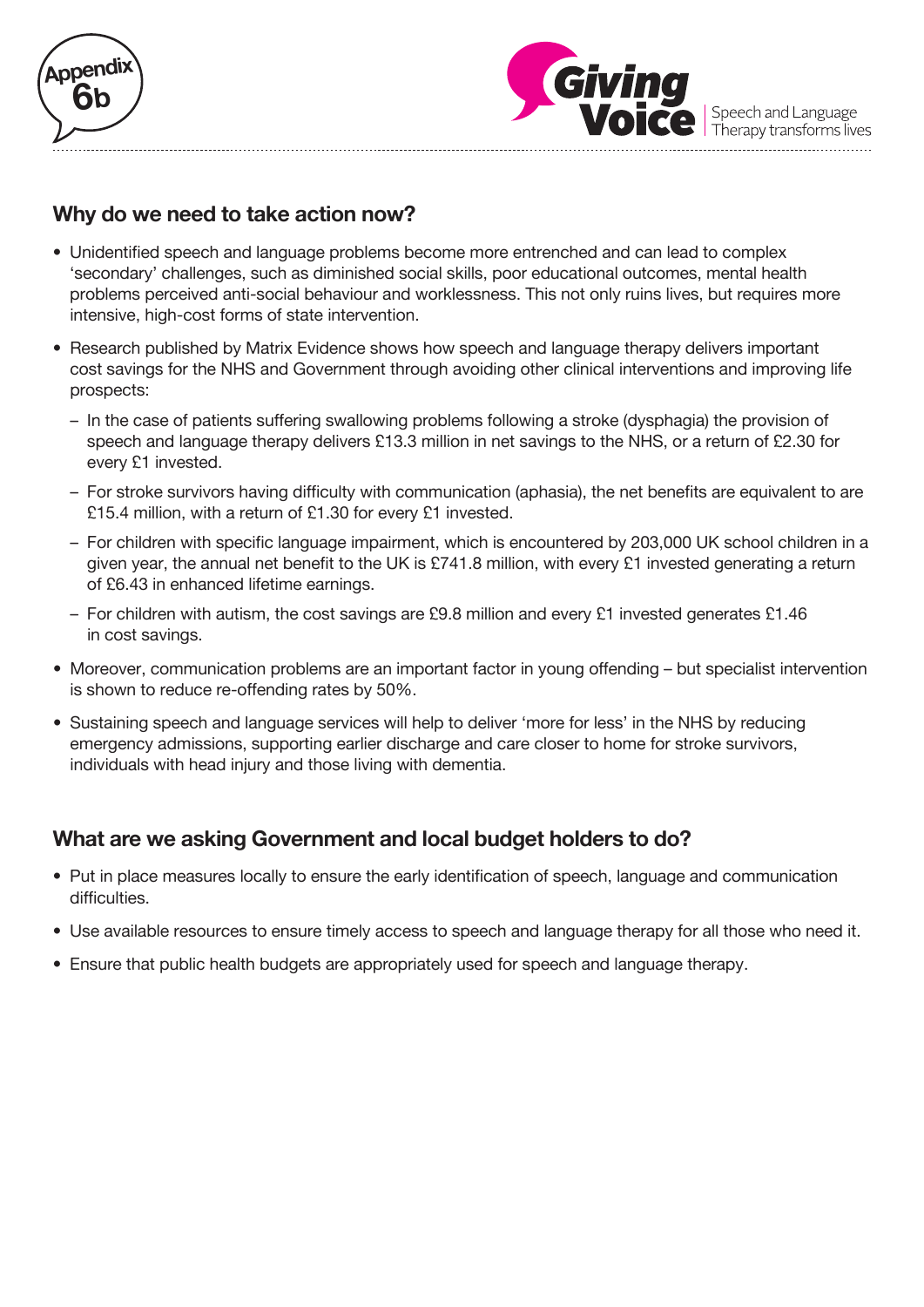## Why do we need to take action now?

- Unidentified speech and language problems become more entrenched and can lead to complex 'secondary' challenges, such as diminished social skills, poor educational outcomes, mental health problems perceived anti-social behaviour and worklessness. This not only ruins lives, but requires more intensive, high-cost forms of state intervention.
- Research published by Matrix Evidence shows how speech and language therapy delivers important cost savings for the NHS and Government through avoiding other clinical interventions and improving life prospects:
  - In the case of patients suffering swallowing problems following a stroke (dysphagia) the provision of speech and language therapy delivers £13.3 million in net savings to the NHS, or a return of £2.30 for every £1 invested.
  - For stroke survivors having difficulty with communication (aphasia), the net benefits are equivalent to are £15.4 million, with a return of £1.30 for every £1 invested.
  - For children with specific language impairment, which is encountered by 203,000 UK school children in a given year, the annual net benefit to the UK is £741.8 million, with every £1 invested generating a return of £6.43 in enhanced lifetime earnings.
  - For children with autism, the cost savings are £9.8 million and every £1 invested generates £1.46 in cost savings.
- Moreover, communication problems are an important factor in young offending – but specialist intervention is shown to reduce re-offending rates by 50%.
- Sustaining speech and language services will help to deliver 'more for less' in the NHS by reducing emergency admissions, supporting earlier discharge and care closer to home for stroke survivors, individuals with head injury and those living with dementia.

## What are we asking Government and local budget holders to do?

- Put in place measures locally to ensure the early identification of speech, language and communication difficulties.
- Use available resources to ensure timely access to speech and language therapy for all those who need it.
- Ensure that public health budgets are appropriately used for speech and language therapy.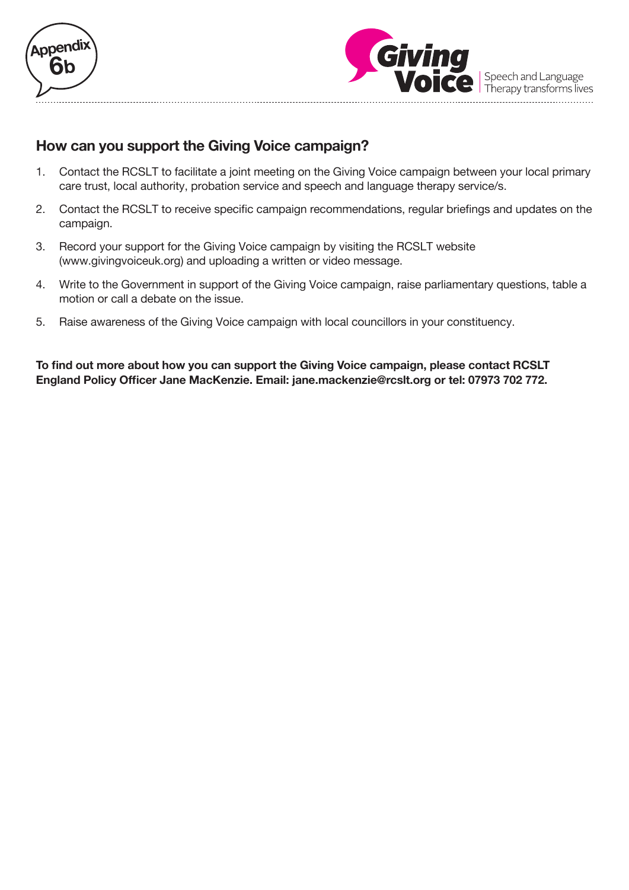Appendix 6b

Giving Voice

Speech and Language Therapy transforms lives

## How can you support the Giving Voice campaign?

1. Contact the RCSLT to facilitate a joint meeting on the Giving Voice campaign between your local primary care trust, local authority, probation service and speech and language therapy service/s.
2. Contact the RCSLT to receive specific campaign recommendations, regular briefings and updates on the campaign.
3. Record your support for the Giving Voice campaign by visiting the RCSLT website (www.givingvoiceuk.org) and uploading a written or video message.
4. Write to the Government in support of the Giving Voice campaign, raise parliamentary questions, table a motion or call a debate on the issue.
5. Raise awareness of the Giving Voice campaign with local councillors in your constituency.

**To find out more about how you can support the Giving Voice campaign, please contact RCSLT England Policy Officer Jane MacKenzie. Email: jane.mackenzie@rcslt.org or tel: 07973 702 772.**